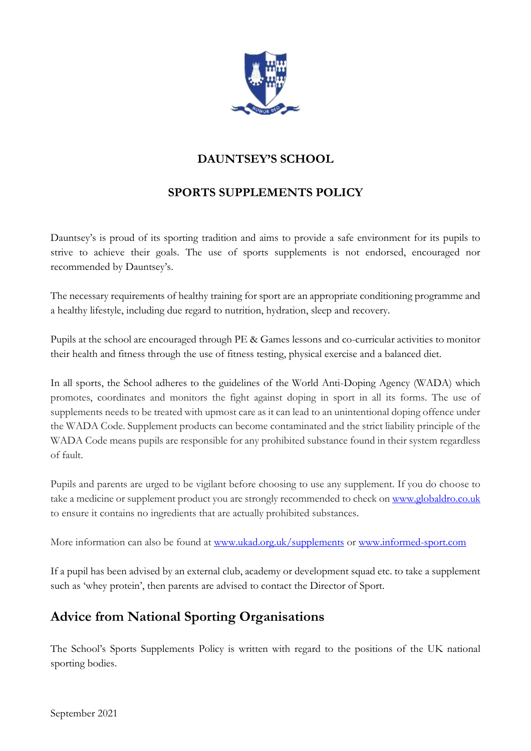# DAUNTSEY'S SCHOOL

## SPORTS SUPPLEMENTS POLICY

Dauntsey's is proud of its sporting tradition and aims to provide a safe environment for its pupils to strive to achieve their goals. The use of sports supplements is not endorsed, encouraged nor recommended by Dauntsey's.

The necessary requirements of healthy training for sport are an appropriate conditioning programme and a healthy lifestyle, including due regard to nutrition, hydration, sleep and recovery.

Pupils at the school are encouraged through PE & Games lessons and co-curricular activities to monitor their health and fitness through the use of fitness testing, physical exercise and a balanced diet.

In all sports, the School adheres to the guidelines of the World Anti-Doping Agency (WADA) which promotes, coordinates and monitors the fight against doping in sport in all its forms. The use of supplements needs to be treated with upmost care as it can lead to an unintentional doping offence under the WADA Code. Supplement products can become contaminated and the strict liability principle of the WADA Code means pupils are responsible for any prohibited substance found in their system regardless of fault.

Pupils and parents are urged to be vigilant before choosing to use any supplement. If you do choose to take a medicine or supplement product you are strongly recommended to check on [www.globaldro.co.uk](http://www.globaldro.co.uk) to ensure it contains no ingredients that are actually prohibited substances.

More information can also be found at [www.ukad.org.uk/supplements](http://www.ukad.org.uk/supplements) or [www.informed-sport.com](http://www.informed-sport.com)

If a pupil has been advised by an external club, academy or development squad etc. to take a supplement such as 'whey protein', then parents are advised to contact the Director of Sport.

## Advice from National Sporting Organisations

The School's Sports Supplements Policy is written with regard to the positions of the UK national sporting bodies.

September 2021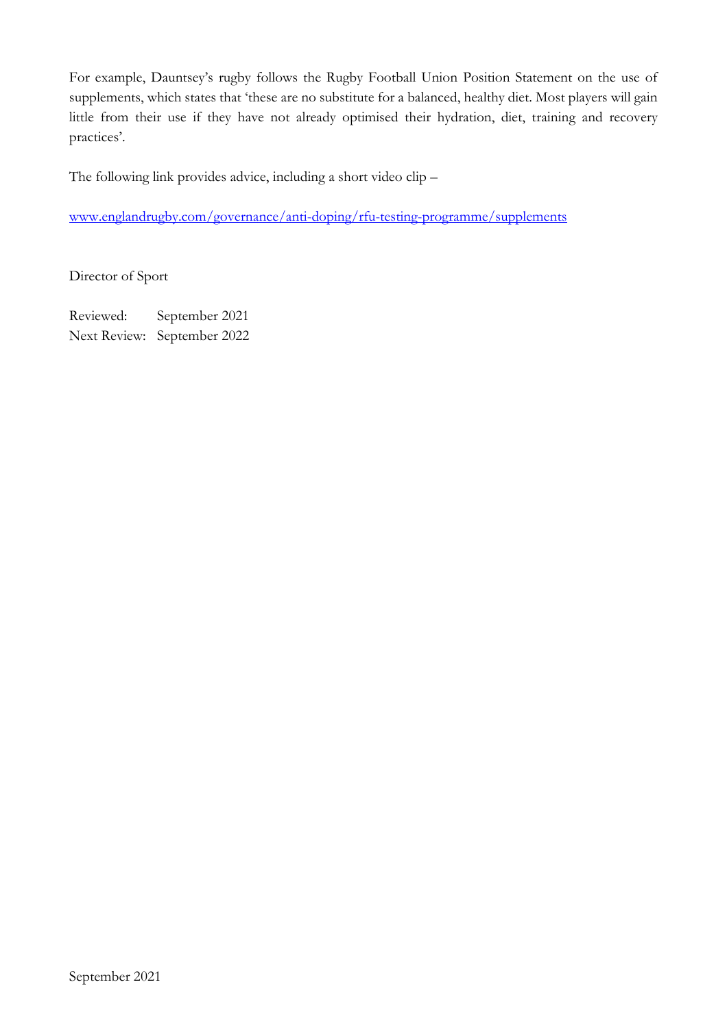For example, Dauntsey's rugby follows the Rugby Football Union Position Statement on the use of supplements, which states that 'these are no substitute for a balanced, healthy diet. Most players will gain little from their use if they have not already optimised their hydration, diet, training and recovery practices'.

The following link provides advice, including a short video clip –

[www.englandrugby.com/governance/anti-doping/rfu-testing-programme/supplements](www.englandrugby.com/governance/anti-doping/rfu-testing-programme/supplements)

Director of Sport

Reviewed: September 2021
Next Review: September 2022